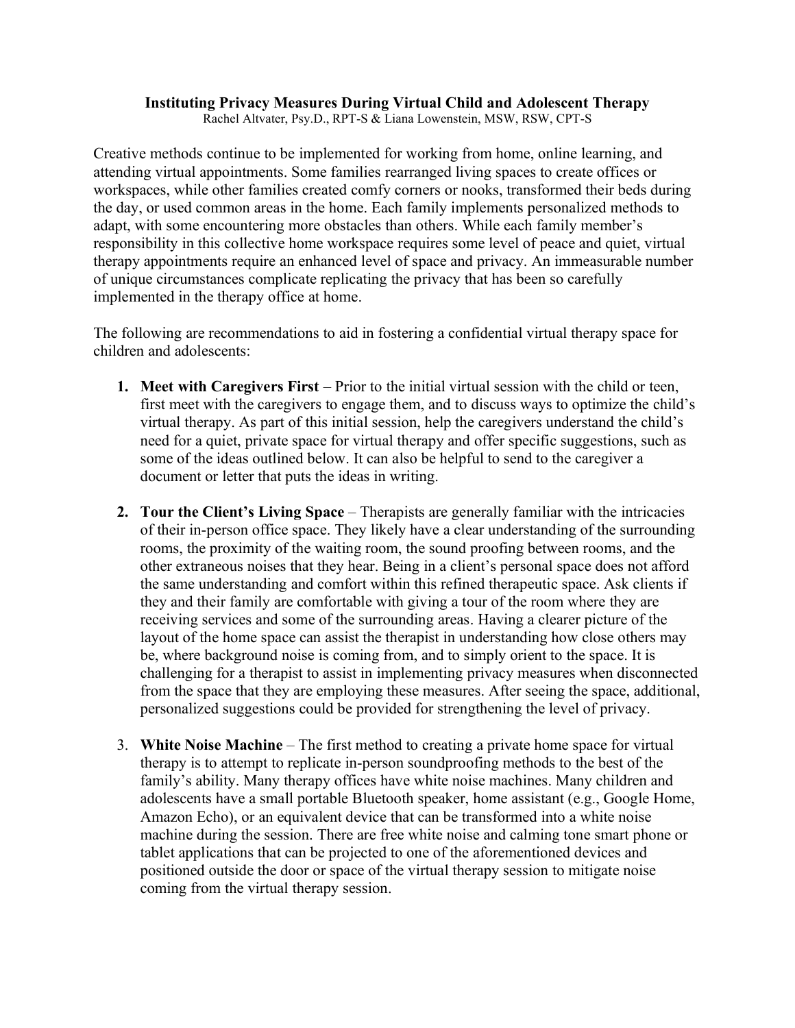**Instituting Privacy Measures During Virtual Child and Adolescent Therapy**

Rachel Altvater, Psy.D., RPT-S & Liana Lowenstein, MSW, RSW, CPT-S

Creative methods continue to be implemented for working from home, online learning, and attending virtual appointments. Some families rearranged living spaces to create offices or workspaces, while other families created comfy corners or nooks, transformed their beds during the day, or used common areas in the home. Each family implements personalized methods to adapt, with some encountering more obstacles than others. While each family member's responsibility in this collective home workspace requires some level of peace and quiet, virtual therapy appointments require an enhanced level of space and privacy. An immeasurable number of unique circumstances complicate replicating the privacy that has been so carefully implemented in the therapy office at home.

The following are recommendations to aid in fostering a confidential virtual therapy space for children and adolescents:

1. **Meet with Caregivers First** – Prior to the initial virtual session with the child or teen, first meet with the caregivers to engage them, and to discuss ways to optimize the child's virtual therapy. As part of this initial session, help the caregivers understand the child's need for a quiet, private space for virtual therapy and offer specific suggestions, such as some of the ideas outlined below. It can also be helpful to send to the caregiver a document or letter that puts the ideas in writing.

2. **Tour the Client's Living Space** – Therapists are generally familiar with the intricacies of their in-person office space. They likely have a clear understanding of the surrounding rooms, the proximity of the waiting room, the sound proofing between rooms, and the other extraneous noises that they hear. Being in a client's personal space does not afford the same understanding and comfort within this refined therapeutic space. Ask clients if they and their family are comfortable with giving a tour of the room where they are receiving services and some of the surrounding areas. Having a clearer picture of the layout of the home space can assist the therapist in understanding how close others may be, where background noise is coming from, and to simply orient to the space. It is challenging for a therapist to assist in implementing privacy measures when disconnected from the space that they are employing these measures. After seeing the space, additional, personalized suggestions could be provided for strengthening the level of privacy.

3. **White Noise Machine** – The first method to creating a private home space for virtual therapy is to attempt to replicate in-person soundproofing methods to the best of the family's ability. Many therapy offices have white noise machines. Many children and adolescents have a small portable Bluetooth speaker, home assistant (e.g., Google Home, Amazon Echo), or an equivalent device that can be transformed into a white noise machine during the session. There are free white noise and calming tone smart phone or tablet applications that can be projected to one of the aforementioned devices and positioned outside the door or space of the virtual therapy session to mitigate noise coming from the virtual therapy session.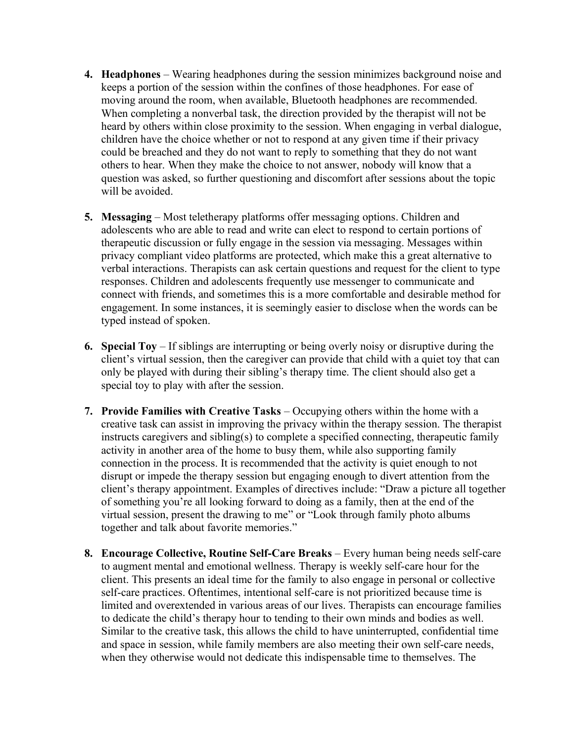4. **Headphones** – Wearing headphones during the session minimizes background noise and keeps a portion of the session within the confines of those headphones. For ease of moving around the room, when available, Bluetooth headphones are recommended. When completing a nonverbal task, the direction provided by the therapist will not be heard by others within close proximity to the session. When engaging in verbal dialogue, children have the choice whether or not to respond at any given time if their privacy could be breached and they do not want to reply to something that they do not want others to hear. When they make the choice to not answer, nobody will know that a question was asked, so further questioning and discomfort after sessions about the topic will be avoided.

5. **Messaging** – Most teletherapy platforms offer messaging options. Children and adolescents who are able to read and write can elect to respond to certain portions of therapeutic discussion or fully engage in the session via messaging. Messages within privacy compliant video platforms are protected, which make this a great alternative to verbal interactions. Therapists can ask certain questions and request for the client to type responses. Children and adolescents frequently use messenger to communicate and connect with friends, and sometimes this is a more comfortable and desirable method for engagement. In some instances, it is seemingly easier to disclose when the words can be typed instead of spoken.

6. **Special Toy** – If siblings are interrupting or being overly noisy or disruptive during the client's virtual session, then the caregiver can provide that child with a quiet toy that can only be played with during their sibling's therapy time. The client should also get a special toy to play with after the session.

7. **Provide Families with Creative Tasks** – Occupying others within the home with a creative task can assist in improving the privacy within the therapy session. The therapist instructs caregivers and sibling(s) to complete a specified connecting, therapeutic family activity in another area of the home to busy them, while also supporting family connection in the process. It is recommended that the activity is quiet enough to not disrupt or impede the therapy session but engaging enough to divert attention from the client's therapy appointment. Examples of directives include: "Draw a picture all together of something you're all looking forward to doing as a family, then at the end of the virtual session, present the drawing to me" or "Look through family photo albums together and talk about favorite memories."

8. **Encourage Collective, Routine Self-Care Breaks** – Every human being needs self-care to augment mental and emotional wellness. Therapy is weekly self-care hour for the client. This presents an ideal time for the family to also engage in personal or collective self-care practices. Oftentimes, intentional self-care is not prioritized because time is limited and overextended in various areas of our lives. Therapists can encourage families to dedicate the child's therapy hour to tending to their own minds and bodies as well. Similar to the creative task, this allows the child to have uninterrupted, confidential time and space in session, while family members are also meeting their own self-care needs, when they otherwise would not dedicate this indispensable time to themselves. The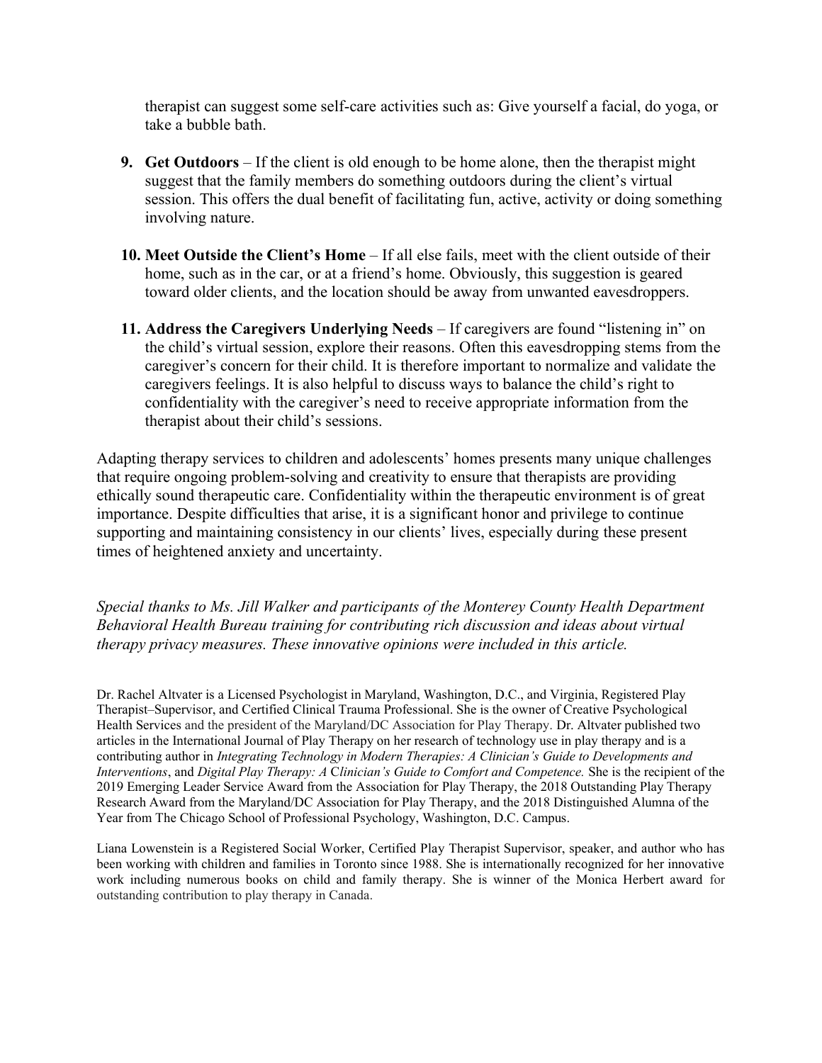therapist can suggest some self-care activities such as: Give yourself a facial, do yoga, or take a bubble bath.

9. **Get Outdoors** – If the client is old enough to be home alone, then the therapist might suggest that the family members do something outdoors during the client's virtual session. This offers the dual benefit of facilitating fun, active, activity or doing something involving nature.

10. **Meet Outside the Client's Home** – If all else fails, meet with the client outside of their home, such as in the car, or at a friend's home. Obviously, this suggestion is geared toward older clients, and the location should be away from unwanted eavesdroppers.

11. **Address the Caregivers Underlying Needs** – If caregivers are found "listening in" on the child's virtual session, explore their reasons. Often this eavesdropping stems from the caregiver's concern for their child. It is therefore important to normalize and validate the caregivers feelings. It is also helpful to discuss ways to balance the child's right to confidentiality with the caregiver's need to receive appropriate information from the therapist about their child's sessions.

Adapting therapy services to children and adolescents' homes presents many unique challenges that require ongoing problem-solving and creativity to ensure that therapists are providing ethically sound therapeutic care. Confidentiality within the therapeutic environment is of great importance. Despite difficulties that arise, it is a significant honor and privilege to continue supporting and maintaining consistency in our clients' lives, especially during these present times of heightened anxiety and uncertainty.

*Special thanks to Ms. Jill Walker and participants of the Monterey County Health Department Behavioral Health Bureau training for contributing rich discussion and ideas about virtual therapy privacy measures. These innovative opinions were included in this article.*

Dr. Rachel Altvater is a Licensed Psychologist in Maryland, Washington, D.C., and Virginia, Registered Play Therapist–Supervisor, and Certified Clinical Trauma Professional. She is the owner of Creative Psychological Health Services and the president of the Maryland/DC Association for Play Therapy. Dr. Altvater published two articles in the International Journal of Play Therapy on her research of technology use in play therapy and is a contributing author in *Integrating Technology in Modern Therapies: A Clinician's Guide to Developments and Interventions*, and *Digital Play Therapy: A Clinician's Guide to Comfort and Competence.* She is the recipient of the 2019 Emerging Leader Service Award from the Association for Play Therapy, the 2018 Outstanding Play Therapy Research Award from the Maryland/DC Association for Play Therapy, and the 2018 Distinguished Alumna of the Year from The Chicago School of Professional Psychology, Washington, D.C. Campus.

Liana Lowenstein is a Registered Social Worker, Certified Play Therapist Supervisor, speaker, and author who has been working with children and families in Toronto since 1988. She is internationally recognized for her innovative work including numerous books on child and family therapy. She is winner of the Monica Herbert award for outstanding contribution to play therapy in Canada.